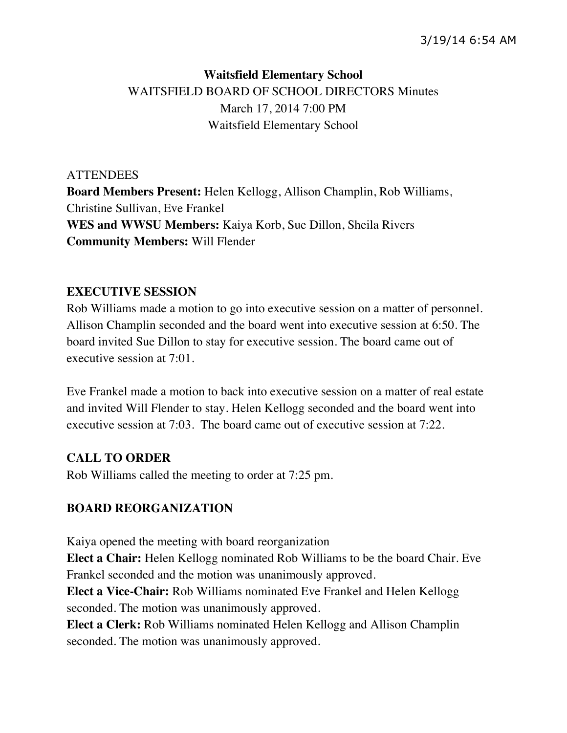**Waitsfield Elementary School**

WAITSFIELD BOARD OF SCHOOL DIRECTORS Minutes

March 17, 2014 7:00 PM

Waitsfield Elementary School

ATTENDEES

**Board Members Present:** Helen Kellogg, Allison Champlin, Rob Williams, Christine Sullivan, Eve Frankel

**WES and WWSU Members:** Kaiya Korb, Sue Dillon, Sheila Rivers

**Community Members:** Will Flender

## EXECUTIVE SESSION

Rob Williams made a motion to go into executive session on a matter of personnel. Allison Champlin seconded and the board went into executive session at 6:50. The board invited Sue Dillon to stay for executive session. The board came out of executive session at 7:01.

Eve Frankel made a motion to back into executive session on a matter of real estate and invited Will Flender to stay. Helen Kellogg seconded and the board went into executive session at 7:03. The board came out of executive session at 7:22.

## CALL TO ORDER

Rob Williams called the meeting to order at 7:25 pm.

## BOARD REORGANIZATION

Kaiya opened the meeting with board reorganization

**Elect a Chair:** Helen Kellogg nominated Rob Williams to be the board Chair. Eve Frankel seconded and the motion was unanimously approved.

**Elect a Vice-Chair:** Rob Williams nominated Eve Frankel and Helen Kellogg seconded. The motion was unanimously approved.

**Elect a Clerk:** Rob Williams nominated Helen Kellogg and Allison Champlin seconded. The motion was unanimously approved.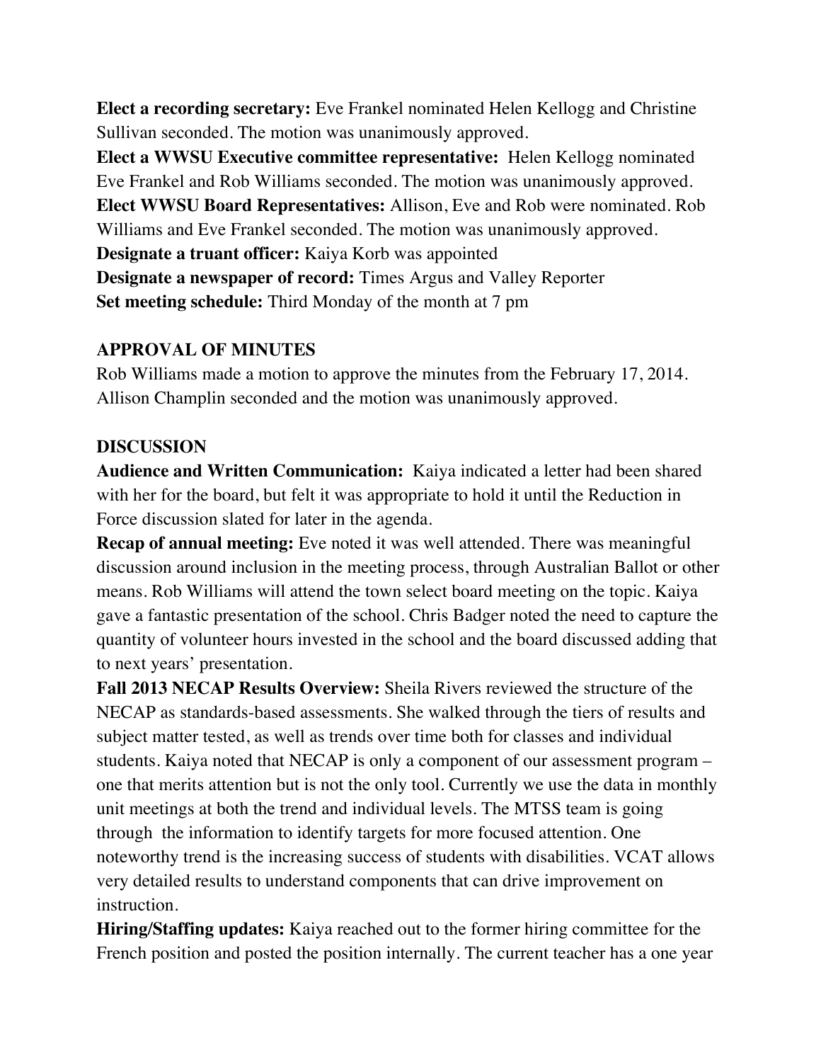**Elect a recording secretary:** Eve Frankel nominated Helen Kellogg and Christine Sullivan seconded. The motion was unanimously approved.

**Elect a WWSU Executive committee representative:** Helen Kellogg nominated Eve Frankel and Rob Williams seconded. The motion was unanimously approved.

**Elect WWSU Board Representatives:** Allison, Eve and Rob were nominated. Rob Williams and Eve Frankel seconded. The motion was unanimously approved.

**Designate a truant officer:** Kaiya Korb was appointed

**Designate a newspaper of record:** Times Argus and Valley Reporter

**Set meeting schedule:** Third Monday of the month at 7 pm

## APPROVAL OF MINUTES

Rob Williams made a motion to approve the minutes from the February 17, 2014. Allison Champlin seconded and the motion was unanimously approved.

## DISCUSSION

**Audience and Written Communication:** Kaiya indicated a letter had been shared with her for the board, but felt it was appropriate to hold it until the Reduction in Force discussion slated for later in the agenda.

**Recap of annual meeting:** Eve noted it was well attended. There was meaningful discussion around inclusion in the meeting process, through Australian Ballot or other means. Rob Williams will attend the town select board meeting on the topic. Kaiya gave a fantastic presentation of the school. Chris Badger noted the need to capture the quantity of volunteer hours invested in the school and the board discussed adding that to next years' presentation.

**Fall 2013 NECAP Results Overview:** Sheila Rivers reviewed the structure of the NECAP as standards-based assessments. She walked through the tiers of results and subject matter tested, as well as trends over time both for classes and individual students. Kaiya noted that NECAP is only a component of our assessment program – one that merits attention but is not the only tool. Currently we use the data in monthly unit meetings at both the trend and individual levels. The MTSS team is going through the information to identify targets for more focused attention. One noteworthy trend is the increasing success of students with disabilities. VCAT allows very detailed results to understand components that can drive improvement on instruction.

**Hiring/Staffing updates:** Kaiya reached out to the former hiring committee for the French position and posted the position internally. The current teacher has a one year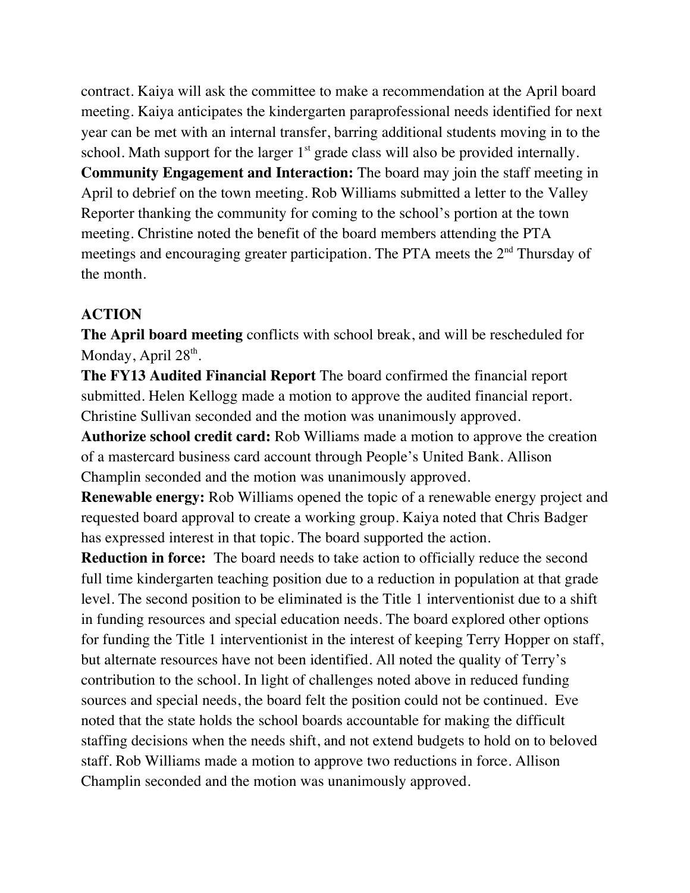contract. Kaiya will ask the committee to make a recommendation at the April board meeting. Kaiya anticipates the kindergarten paraprofessional needs identified for next year can be met with an internal transfer, barring additional students moving in to the school. Math support for the larger 1st grade class will also be provided internally.

**Community Engagement and Interaction:** The board may join the staff meeting in April to debrief on the town meeting. Rob Williams submitted a letter to the Valley Reporter thanking the community for coming to the school's portion at the town meeting. Christine noted the benefit of the board members attending the PTA meetings and encouraging greater participation. The PTA meets the 2nd Thursday of the month.

## ACTION

**The April board meeting** conflicts with school break, and will be rescheduled for Monday, April 28th.

**The FY13 Audited Financial Report** The board confirmed the financial report submitted. Helen Kellogg made a motion to approve the audited financial report. Christine Sullivan seconded and the motion was unanimously approved.

**Authorize school credit card:** Rob Williams made a motion to approve the creation of a mastercard business card account through People's United Bank. Allison Champlin seconded and the motion was unanimously approved.

**Renewable energy:** Rob Williams opened the topic of a renewable energy project and requested board approval to create a working group. Kaiya noted that Chris Badger has expressed interest in that topic. The board supported the action.

**Reduction in force:** The board needs to take action to officially reduce the second full time kindergarten teaching position due to a reduction in population at that grade level. The second position to be eliminated is the Title 1 interventionist due to a shift in funding resources and special education needs. The board explored other options for funding the Title 1 interventionist in the interest of keeping Terry Hopper on staff, but alternate resources have not been identified. All noted the quality of Terry's contribution to the school. In light of challenges noted above in reduced funding sources and special needs, the board felt the position could not be continued. Eve noted that the state holds the school boards accountable for making the difficult staffing decisions when the needs shift, and not extend budgets to hold on to beloved staff. Rob Williams made a motion to approve two reductions in force. Allison Champlin seconded and the motion was unanimously approved.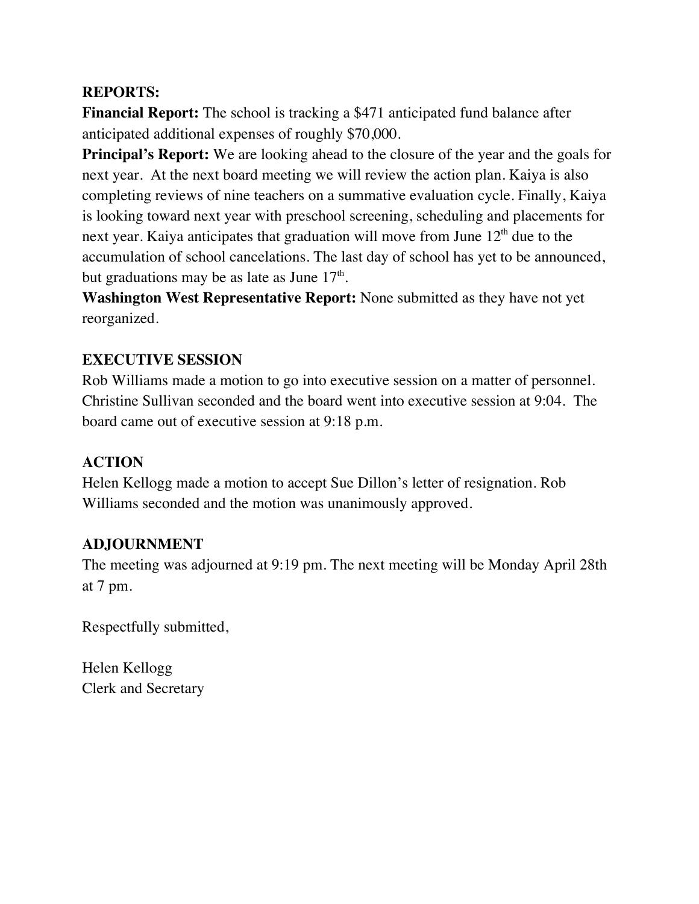**REPORTS:**

**Financial Report:** The school is tracking a $471 anticipated fund balance after anticipated additional expenses of roughly $70,000.

**Principal's Report:** We are looking ahead to the closure of the year and the goals for next year. At the next board meeting we will review the action plan. Kaiya is also completing reviews of nine teachers on a summative evaluation cycle. Finally, Kaiya is looking toward next year with preschool screening, scheduling and placements for next year. Kaiya anticipates that graduation will move from June 12th due to the accumulation of school cancelations. The last day of school has yet to be announced, but graduations may be as late as June 17th.

**Washington West Representative Report:** None submitted as they have not yet reorganized.

**EXECUTIVE SESSION**

Rob Williams made a motion to go into executive session on a matter of personnel. Christine Sullivan seconded and the board went into executive session at 9:04. The board came out of executive session at 9:18 p.m.

**ACTION**

Helen Kellogg made a motion to accept Sue Dillon's letter of resignation. Rob Williams seconded and the motion was unanimously approved.

**ADJOURNMENT**

The meeting was adjourned at 9:19 pm. The next meeting will be Monday April 28th at 7 pm.

Respectfully submitted,

Helen Kellogg
Clerk and Secretary